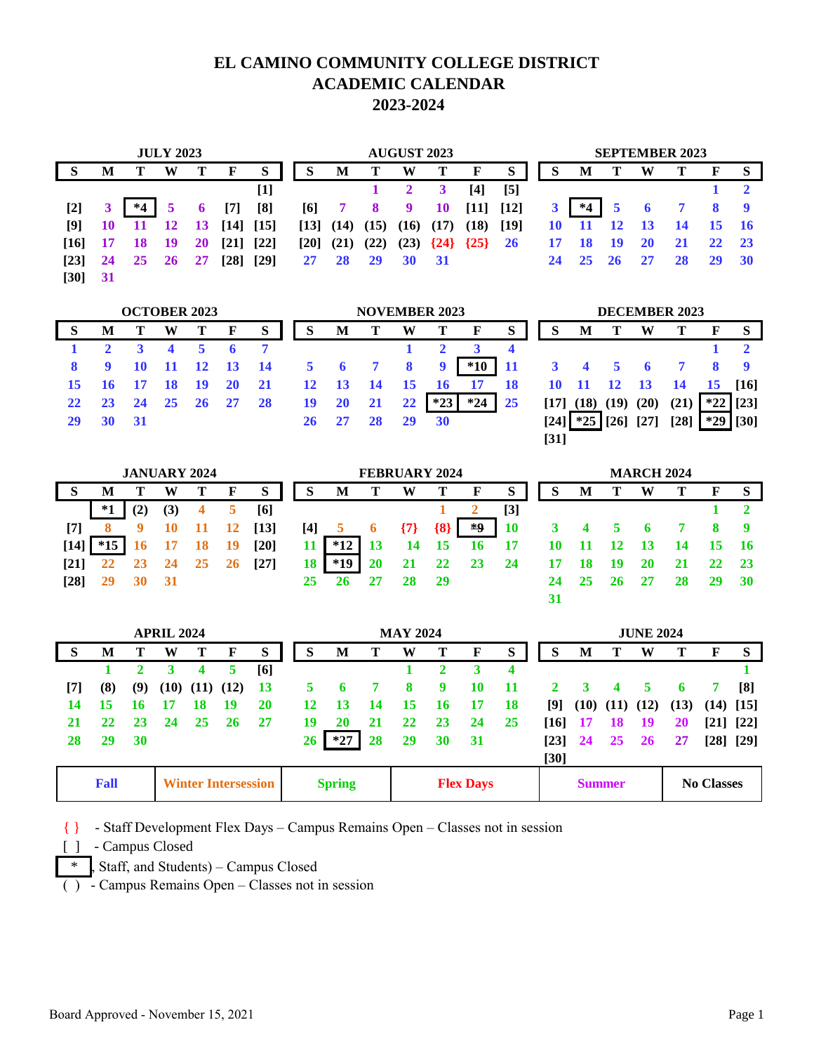# EL CAMINO COMMUNITY COLLEGE DISTRICT
# ACADEMIC CALENDAR
# 2023-2024

**JULY 2023**

| S | M | T | W | T | F | S |
|---|---|---|---|---|---|---|
| | | | | | | [1] |
| [2] | 3 | *4 | 5 | 6 | [7] | [8] |
| [9] | 10 | 11 | 12 | 13 | [14] | [15] |
| [16] | 17 | 18 | 19 | 20 | [21] | [22] |
| [23] | 24 | 25 | 26 | 27 | [28] | [29] |
| [30] | 31 | | | | | |

**AUGUST 2023**

| S | M | T | W | T | F | S |
|---|---|---|---|---|---|---|
| | | 1 | 2 | 3 | [4] | [5] |
| [6] | 7 | 8 | 9 | 10 | [11] | [12] |
| [13] | (14) | (15) | (16) | (17) | (18) | [19] |
| [20] | (21) | (22) | (23) | {24} | {25} | 26 |
| 27 | 28 | 29 | 30 | 31 | | |

**SEPTEMBER 2023**

| S | M | T | W | T | F | S |
|---|---|---|---|---|---|---|
| | | | | | 1 | 2 |
| 3 | *4 | 5 | 6 | 7 | 8 | 9 |
| 10 | 11 | 12 | 13 | 14 | 15 | 16 |
| 17 | 18 | 19 | 20 | 21 | 22 | 23 |
| 24 | 25 | 26 | 27 | 28 | 29 | 30 |

**OCTOBER 2023**

| S | M | T | W | T | F | S |
|---|---|---|---|---|---|---|
| 1 | 2 | 3 | 4 | 5 | 6 | 7 |
| 8 | 9 | 10 | 11 | 12 | 13 | 14 |
| 15 | 16 | 17 | 18 | 19 | 20 | 21 |
| 22 | 23 | 24 | 25 | 26 | 27 | 28 |
| 29 | 30 | 31 | | | | |

**NOVEMBER 2023**

| S | M | T | W | T | F | S |
|---|---|---|---|---|---|---|
| | | | 1 | 2 | 3 | 4 |
| 5 | 6 | 7 | 8 | 9 | *10 | 11 |
| 12 | 13 | 14 | 15 | 16 | 17 | 18 |
| 19 | 20 | 21 | 22 | *23 | *24 | 25 |
| 26 | 27 | 28 | 29 | 30 | | |

**DECEMBER 2023**

| S | M | T | W | T | F | S |
|---|---|---|---|---|---|---|
| | | | | | 1 | 2 |
| 3 | 4 | 5 | 6 | 7 | 8 | 9 |
| 10 | 11 | 12 | 13 | 14 | 15 | [16] |
| [17] | (18) | (19) | (20) | (21) | *22 | [23] |
| [24] | *25 | [26] | [27] | [28] | *29 | [30] |
| [31] | | | | | | |

**JANUARY 2024**

| S | M | T | W | T | F | S |
|---|---|---|---|---|---|---|
| | *1 | (2) | (3) | 4 | 5 | [6] |
| [7] | 8 | 9 | 10 | 11 | 12 | [13] |
| [14] | *15 | 16 | 17 | 18 | 19 | [20] |
| [21] | 22 | 23 | 24 | 25 | 26 | [27] |
| [28] | 29 | 30 | 31 | | | |

**FEBRUARY 2024**

| S | M | T | W | T | F | S |
|---|---|---|---|---|---|---|
| | | | | 1 | 2 | [3] |
| [4] | 5 | 6 | {7} | {8} | *9 | 10 |
| 11 | *12 | 13 | 14 | 15 | 16 | 17 |
| 18 | *19 | 20 | 21 | 22 | 23 | 24 |
| 25 | 26 | 27 | 28 | 29 | | |

**MARCH 2024**

| S | M | T | W | T | F | S |
|---|---|---|---|---|---|---|
| | | | | | 1 | 2 |
| 3 | 4 | 5 | 6 | 7 | 8 | 9 |
| 10 | 11 | 12 | 13 | 14 | 15 | 16 |
| 17 | 18 | 19 | 20 | 21 | 22 | 23 |
| 24 | 25 | 26 | 27 | 28 | 29 | 30 |
| 31 | | | | | | |

**APRIL 2024**

| S | M | T | W | T | F | S |
|---|---|---|---|---|---|---|
| | 1 | 2 | 3 | 4 | 5 | [6] |
| [7] | (8) | (9) | (10) | (11) | (12) | 13 |
| 14 | 15 | 16 | 17 | 18 | 19 | 20 |
| 21 | 22 | 23 | 24 | 25 | 26 | 27 |
| 28 | 29 | 30 | | | | |

**MAY 2024**

| S | M | T | W | T | F | S |
|---|---|---|---|---|---|---|
| | | | 1 | 2 | 3 | 4 |
| 5 | 6 | 7 | 8 | 9 | 10 | 11 |
| 12 | 13 | 14 | 15 | 16 | 17 | 18 |
| 19 | 20 | 21 | 22 | 23 | 24 | 25 |
| 26 | *27 | 28 | 29 | 30 | 31 | |

**JUNE 2024**

| S | M | T | W | T | F | S |
|---|---|---|---|---|---|---|
| | | | | | | 1 |
| 2 | 3 | 4 | 5 | 6 | 7 | [8] |
| [9] | (10) | (11) | (12) | (13) | (14) | [15] |
| [16] | 17 | 18 | 19 | 20 | [21] | [22] |
| [23] | 24 | 25 | 26 | 27 | [28] | [29] |
| [30] | | | | | | |

| Fall | Winter Intersession | Spring | Flex Days | Summer | No Classes |
|---|---|---|---|---|---|

{ } - Staff Development Flex Days – Campus Remains Open – Classes not in session

[ ] - Campus Closed

\* , Staff, and Students) – Campus Closed

( ) - Campus Remains Open – Classes not in session

Board Approved - November 15, 2021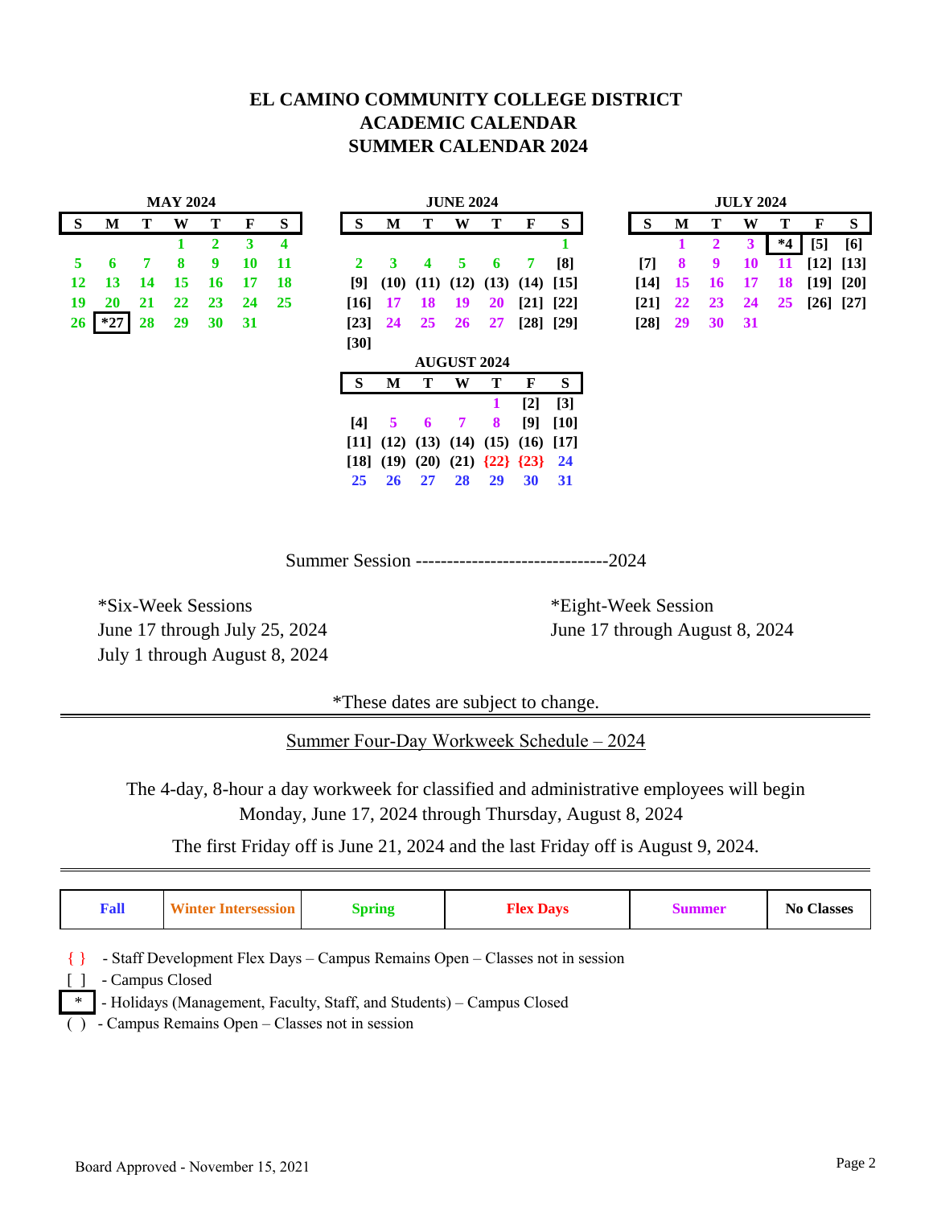# EL CAMINO COMMUNITY COLLEGE DISTRICT
# ACADEMIC CALENDAR
# SUMMER CALENDAR 2024

**MAY 2024**

| S | M | T | W | T | F | S |
|---|---|---|---|---|---|---|
| | | | 1 | 2 | 3 | 4 |
| 5 | 6 | 7 | 8 | 9 | 10 | 11 |
| 12 | 13 | 14 | 15 | 16 | 17 | 18 |
| 19 | 20 | 21 | 22 | 23 | 24 | 25 |
| 26 | *27 | 28 | 29 | 30 | 31 | |

**JUNE 2024**

| S | M | T | W | T | F | S |
|---|---|---|---|---|---|---|
| | | | | | | 1 |
| 2 | 3 | 4 | 5 | 6 | 7 | [8] |
| [9] | (10) | (11) | (12) | (13) | (14) | [15] |
| [16] | 17 | 18 | 19 | 20 | [21] | [22] |
| [23] | 24 | 25 | 26 | 27 | [28] | [29] |
| [30] | | | | | | |

**JULY 2024**

| S | M | T | W | T | F | S |
|---|---|---|---|---|---|---|
| | 1 | 2 | 3 | *4 | [5] | [6] |
| [7] | 8 | 9 | 10 | 11 | [12] | [13] |
| [14] | 15 | 16 | 17 | 18 | [19] | [20] |
| [21] | 22 | 23 | 24 | 25 | [26] | [27] |
| [28] | 29 | 30 | 31 | | | |

**AUGUST 2024**

| S | M | T | W | T | F | S |
|---|---|---|---|---|---|---|
| | | | | 1 | [2] | [3] |
| [4] | 5 | 6 | 7 | 8 | [9] | [10] |
| [11] | (12) | (13) | (14) | (15) | (16) | [17] |
| [18] | (19) | (20) | (21) | {22} | {23} | 24 |
| 25 | 26 | 27 | 28 | 29 | 30 | 31 |

Summer Session -------------------------------2024

*Six-Week Sessions
June 17 through July 25, 2024
July 1 through August 8, 2024

*Eight-Week Session
June 17 through August 8, 2024

*These dates are subject to change.

---

Summer Four-Day Workweek Schedule – 2024

The 4-day, 8-hour a day workweek for classified and administrative employees will begin Monday, June 17, 2024 through Thursday, August 8, 2024

The first Friday off is June 21, 2024 and the last Friday off is August 9, 2024.

---

| Fall | Winter Intersession | Spring | Flex Days | Summer | No Classes |
|---|---|---|---|---|---|

{ } - Staff Development Flex Days – Campus Remains Open – Classes not in session

[ ] - Campus Closed

\* - Holidays (Management, Faculty, Staff, and Students) – Campus Closed

( ) - Campus Remains Open – Classes not in session

Board Approved - November 15, 2021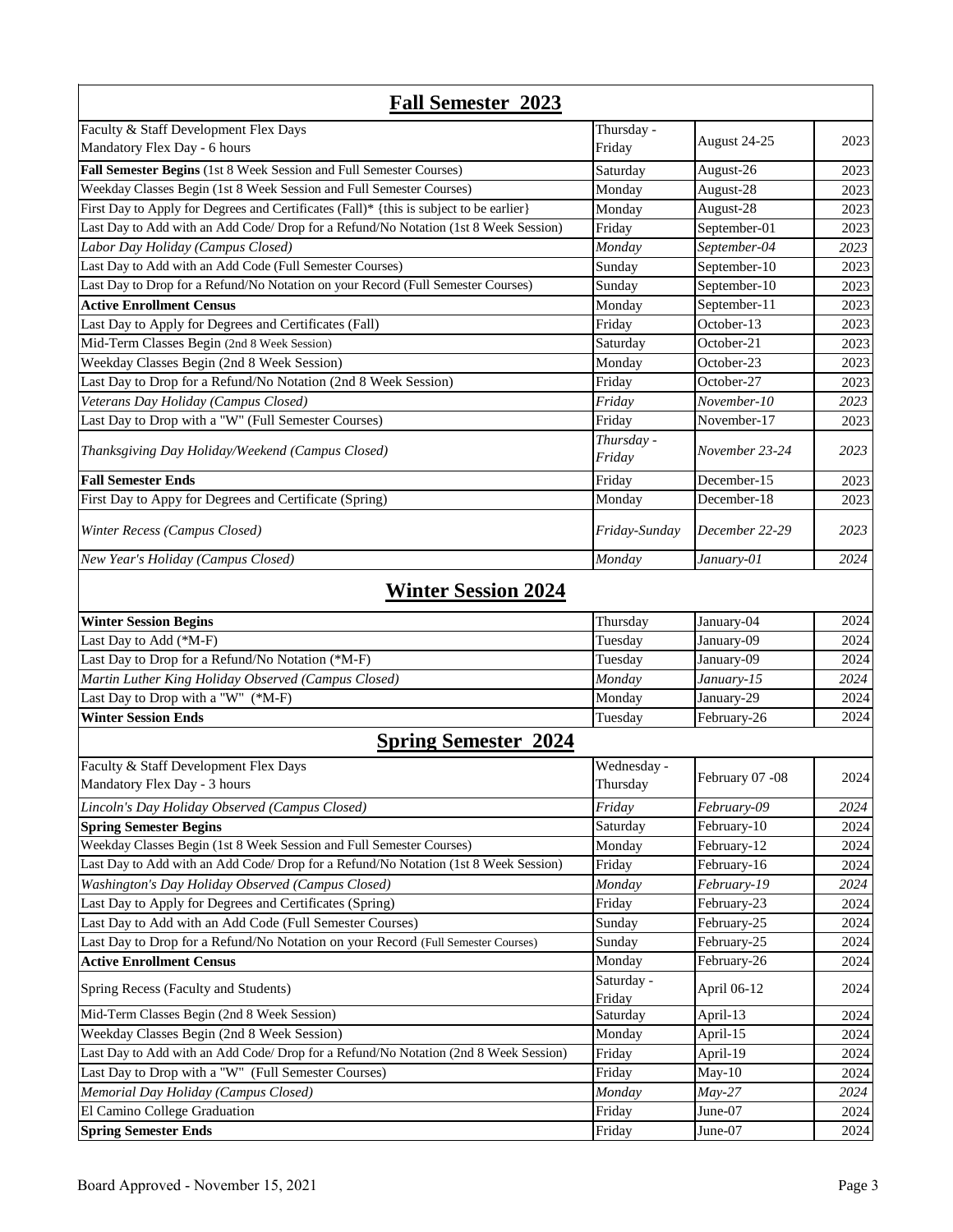## Fall Semester 2023

| Event | Day | Date | Year |
|---|---|---|---|
| Faculty & Staff Development Flex Days<br>Mandatory Flex Day - 6 hours | Thursday - Friday | August 24-25 | 2023 |
| **Fall Semester Begins** (1st 8 Week Session and Full Semester Courses) | Saturday | August-26 | 2023 |
| Weekday Classes Begin (1st 8 Week Session and Full Semester Courses) | Monday | August-28 | 2023 |
| First Day to Apply for Degrees and Certificates (Fall)* {this is subject to be earlier} | Monday | August-28 | 2023 |
| Last Day to Add with an Add Code/ Drop for a Refund/No Notation (1st 8 Week Session) | Friday | September-01 | 2023 |
| *Labor Day Holiday (Campus Closed)* | *Monday* | *September-04* | *2023* |
| Last Day to Add with an Add Code (Full Semester Courses) | Sunday | September-10 | 2023 |
| Last Day to Drop for a Refund/No Notation on your Record (Full Semester Courses) | Sunday | September-10 | 2023 |
| **Active Enrollment Census** | Monday | September-11 | 2023 |
| Last Day to Apply for Degrees and Certificates (Fall) | Friday | October-13 | 2023 |
| Mid-Term Classes Begin (2nd 8 Week Session) | Saturday | October-21 | 2023 |
| Weekday Classes Begin (2nd 8 Week Session) | Monday | October-23 | 2023 |
| Last Day to Drop for a Refund/No Notation (2nd 8 Week Session) | Friday | October-27 | 2023 |
| *Veterans Day Holiday (Campus Closed)* | *Friday* | *November-10* | *2023* |
| Last Day to Drop with a "W" (Full Semester Courses) | Friday | November-17 | 2023 |
| *Thanksgiving Day Holiday/Weekend (Campus Closed)* | *Thursday - Friday* | *November 23-24* | *2023* |
| **Fall Semester Ends** | Friday | December-15 | 2023 |
| First Day to Appy for Degrees and Certificate (Spring) | Monday | December-18 | 2023 |
| *Winter Recess (Campus Closed)* | *Friday-Sunday* | *December 22-29* | *2023* |
| *New Year's Holiday (Campus Closed)* | *Monday* | *January-01* | *2024* |

## Winter Session 2024

| Event | Day | Date | Year |
|---|---|---|---|
| **Winter Session Begins** | Thursday | January-04 | 2024 |
| Last Day to Add (*M-F) | Tuesday | January-09 | 2024 |
| Last Day to Drop for a Refund/No Notation (*M-F) | Tuesday | January-09 | 2024 |
| *Martin Luther King Holiday Observed (Campus Closed)* | *Monday* | *January-15* | *2024* |
| Last Day to Drop with a "W" (*M-F) | Monday | January-29 | 2024 |
| **Winter Session Ends** | Tuesday | February-26 | 2024 |

## Spring Semester 2024

| Event | Day | Date | Year |
|---|---|---|---|
| Faculty & Staff Development Flex Days<br>Mandatory Flex Day - 3 hours | Wednesday - Thursday | February 07 -08 | 2024 |
| *Lincoln's Day Holiday Observed (Campus Closed)* | *Friday* | *February-09* | *2024* |
| **Spring Semester Begins** | Saturday | February-10 | 2024 |
| Weekday Classes Begin (1st 8 Week Session and Full Semester Courses) | Monday | February-12 | 2024 |
| Last Day to Add with an Add Code/ Drop for a Refund/No Notation (1st 8 Week Session) | Friday | February-16 | 2024 |
| *Washington's Day Holiday Observed (Campus Closed)* | *Monday* | *February-19* | *2024* |
| Last Day to Apply for Degrees and Certificates (Spring) | Friday | February-23 | 2024 |
| Last Day to Add with an Add Code (Full Semester Courses) | Sunday | February-25 | 2024 |
| Last Day to Drop for a Refund/No Notation on your Record (Full Semester Courses) | Sunday | February-25 | 2024 |
| **Active Enrollment Census** | Monday | February-26 | 2024 |
| Spring Recess (Faculty and Students) | Saturday - Friday | April 06-12 | 2024 |
| Mid-Term Classes Begin (2nd 8 Week Session) | Saturday | April-13 | 2024 |
| Weekday Classes Begin (2nd 8 Week Session) | Monday | April-15 | 2024 |
| Last Day to Add with an Add Code/ Drop for a Refund/No Notation (2nd 8 Week Session) | Friday | April-19 | 2024 |
| Last Day to Drop with a "W" (Full Semester Courses) | Friday | May-10 | 2024 |
| *Memorial Day Holiday (Campus Closed)* | *Monday* | *May-27* | *2024* |
| El Camino College Graduation | Friday | June-07 | 2024 |
| **Spring Semester Ends** | Friday | June-07 | 2024 |

Board Approved - November 15, 2021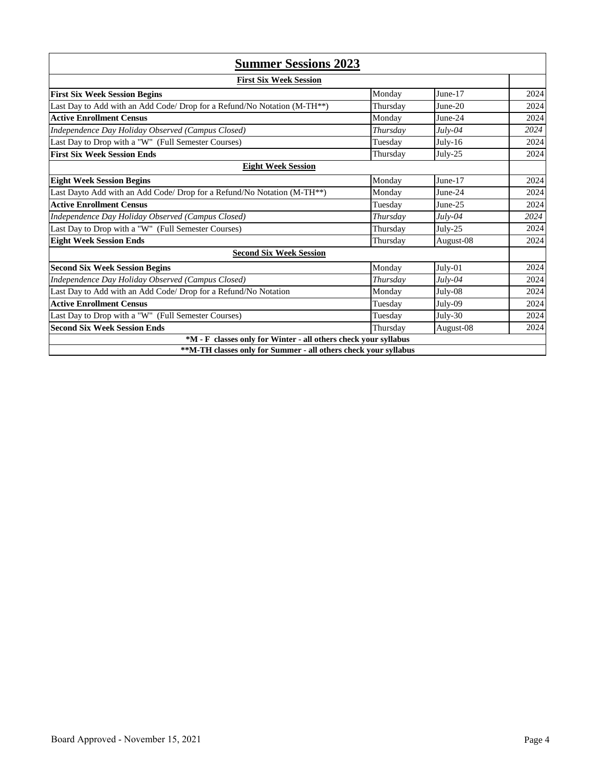# Summer Sessions 2023

| First Six Week Session | | | |
|---|---|---|---|
| **First Six Week Session Begins** | Monday | June-17 | 2024 |
| Last Day to Add with an Add Code/ Drop for a Refund/No Notation (M-TH**) | Thursday | June-20 | 2024 |
| **Active Enrollment Census** | Monday | June-24 | 2024 |
| *Independence Day Holiday Observed (Campus Closed)* | *Thursday* | *July-04* | *2024* |
| Last Day to Drop with a "W" (Full Semester Courses) | Tuesday | July-16 | 2024 |
| **First Six Week Session Ends** | Thursday | July-25 | 2024 |
| **Eight Week Session** | | | |
| **Eight Week Session Begins** | Monday | June-17 | 2024 |
| Last Dayto Add with an Add Code/ Drop for a Refund/No Notation (M-TH**) | Monday | June-24 | 2024 |
| **Active Enrollment Census** | Tuesday | June-25 | 2024 |
| *Independence Day Holiday Observed (Campus Closed)* | *Thursday* | *July-04* | *2024* |
| Last Day to Drop with a "W" (Full Semester Courses) | Thursday | July-25 | 2024 |
| **Eight Week Session Ends** | Thursday | August-08 | 2024 |
| **Second Six Week Session** | | | |
| **Second Six Week Session Begins** | Monday | July-01 | 2024 |
| *Independence Day Holiday Observed (Campus Closed)* | *Thursday* | *July-04* | 2024 |
| Last Day to Add with an Add Code/ Drop for a Refund/No Notation | Monday | July-08 | 2024 |
| **Active Enrollment Census** | Tuesday | July-09 | 2024 |
| Last Day to Drop with a "W" (Full Semester Courses) | Tuesday | July-30 | 2024 |
| **Second Six Week Session Ends** | Thursday | August-08 | 2024 |
| ***M - F classes only for Winter - all others check your syllabus** | | | |
| ****M-TH classes only for Summer - all others check your syllabus** | | | |

Board Approved - November 15, 2021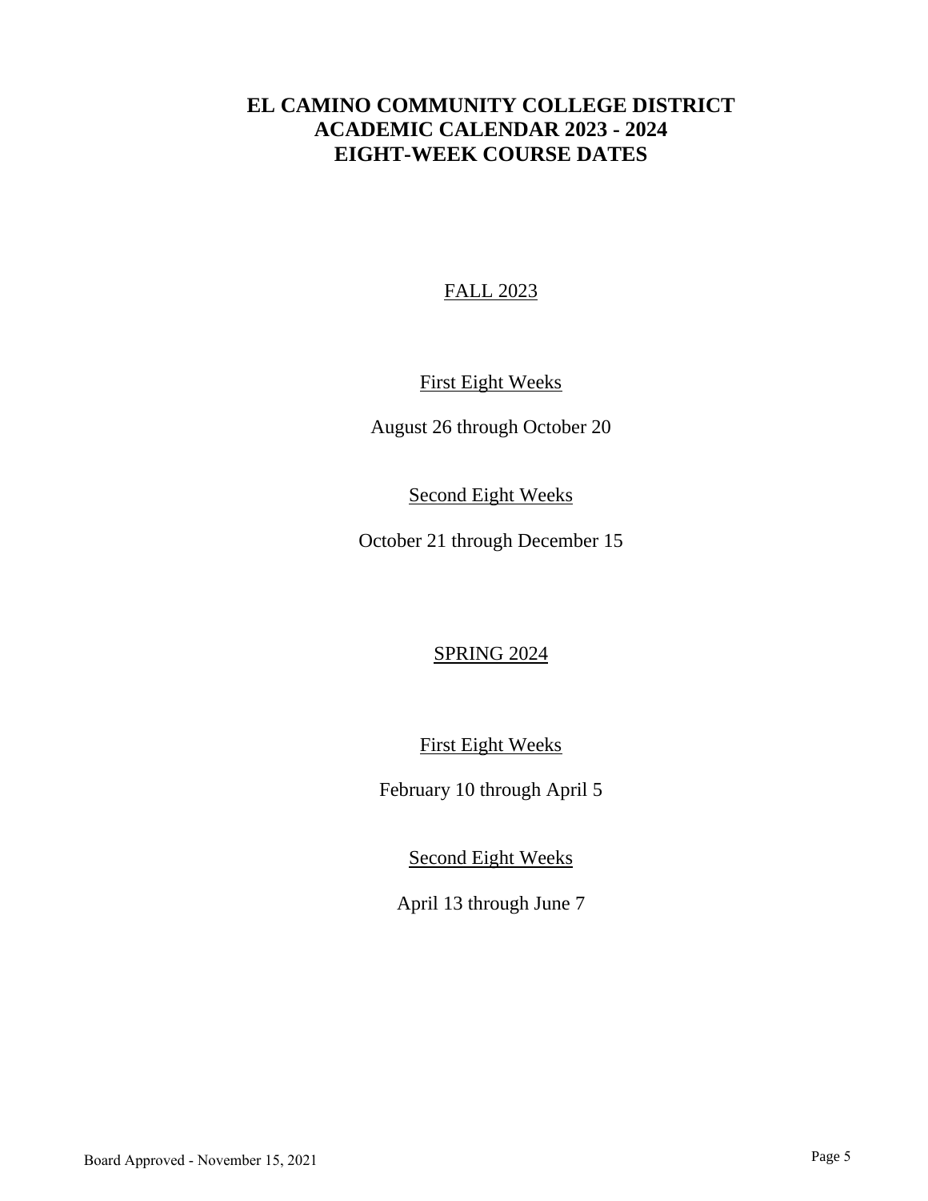# EL CAMINO COMMUNITY COLLEGE DISTRICT
# ACADEMIC CALENDAR 2023 - 2024
# EIGHT-WEEK COURSE DATES

## FALL 2023

### First Eight Weeks

August 26 through October 20

### Second Eight Weeks

October 21 through December 15

## SPRING 2024

### First Eight Weeks

February 10 through April 5

### Second Eight Weeks

April 13 through June 7

Board Approved - November 15, 2021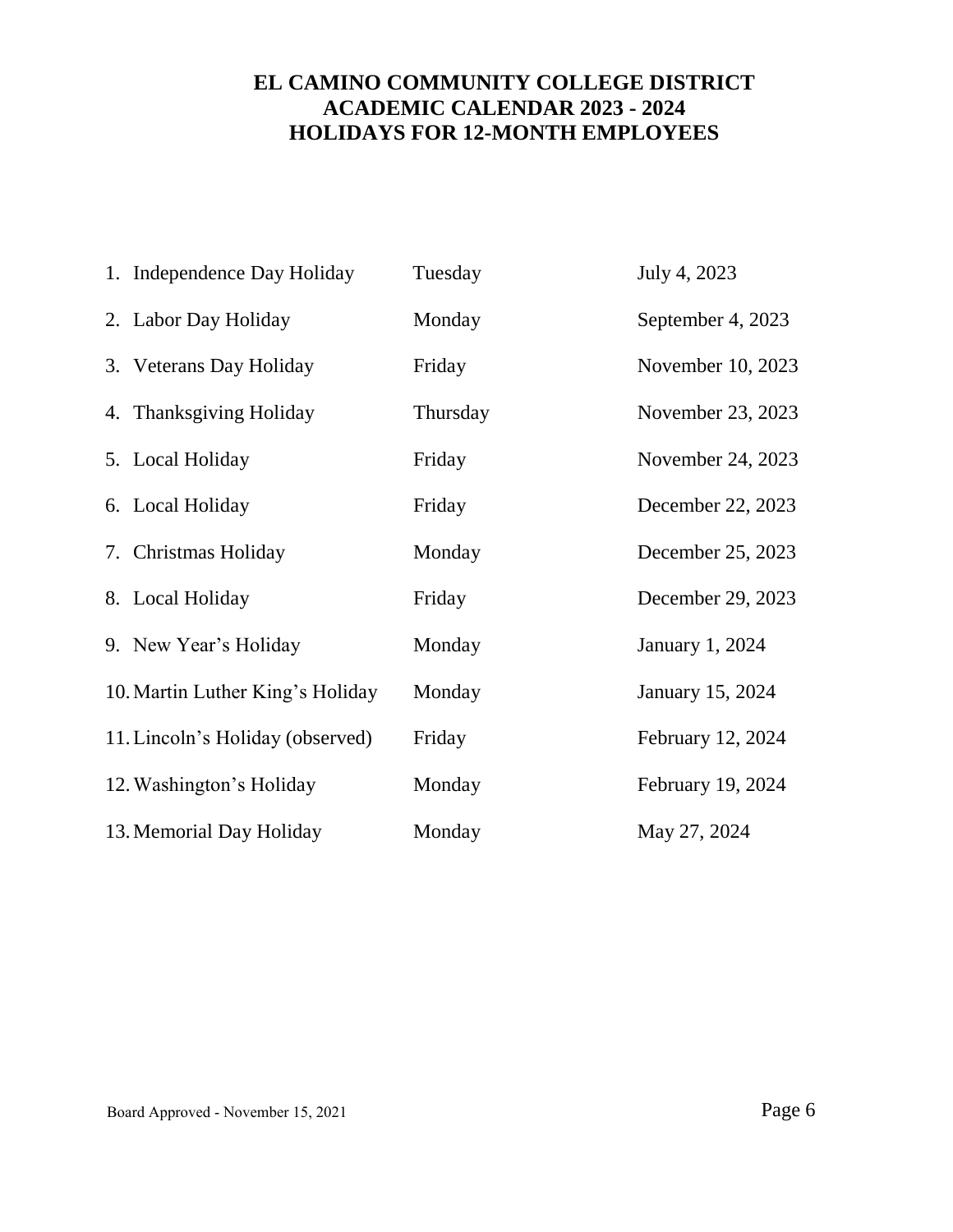# EL CAMINO COMMUNITY COLLEGE DISTRICT
# ACADEMIC CALENDAR 2023 - 2024
# HOLIDAYS FOR 12-MONTH EMPLOYEES

| | | |
|---|---|---|
| 1. Independence Day Holiday | Tuesday | July 4, 2023 |
| 2. Labor Day Holiday | Monday | September 4, 2023 |
| 3. Veterans Day Holiday | Friday | November 10, 2023 |
| 4. Thanksgiving Holiday | Thursday | November 23, 2023 |
| 5. Local Holiday | Friday | November 24, 2023 |
| 6. Local Holiday | Friday | December 22, 2023 |
| 7. Christmas Holiday | Monday | December 25, 2023 |
| 8. Local Holiday | Friday | December 29, 2023 |
| 9. New Year's Holiday | Monday | January 1, 2024 |
| 10. Martin Luther King's Holiday | Monday | January 15, 2024 |
| 11. Lincoln's Holiday (observed) | Friday | February 12, 2024 |
| 12. Washington's Holiday | Monday | February 19, 2024 |
| 13. Memorial Day Holiday | Monday | May 27, 2024 |

Board Approved - November 15, 2021